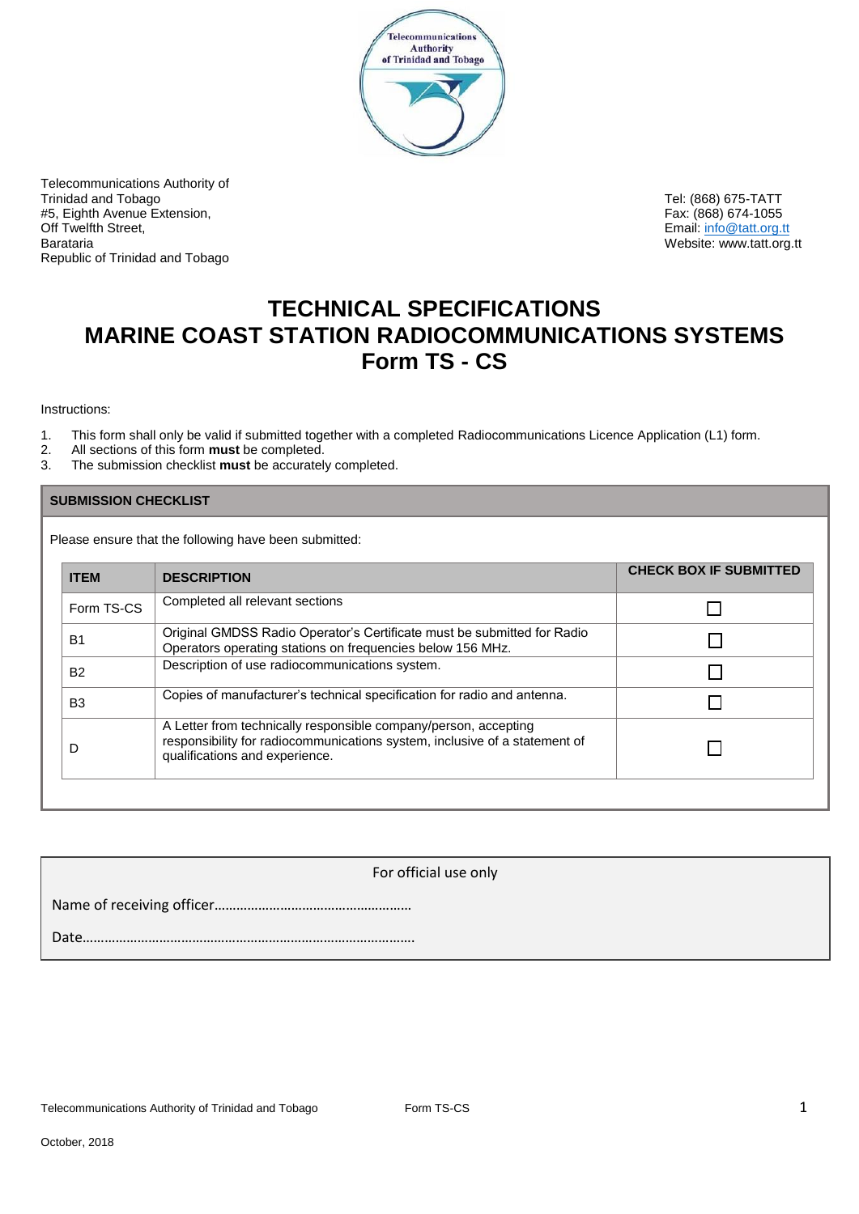Telecommunications Authority of Trinidad and Tobago
#5, Eighth Avenue Extension,
Off Twelfth Street,
Barataria
Republic of Trinidad and Tobago

Tel: (868) 675-TATT
Fax: (868) 674-1055
Email: info@tatt.org.tt
Website: www.tatt.org.tt

# TECHNICAL SPECIFICATIONS
# MARINE COAST STATION RADIOCOMMUNICATIONS SYSTEMS
# Form TS - CS

Instructions:

1. This form shall only be valid if submitted together with a completed Radiocommunications Licence Application (L1) form.
2. All sections of this form **must** be completed.
3. The submission checklist **must** be accurately completed.

## SUBMISSION CHECKLIST

Please ensure that the following have been submitted:

| ITEM | DESCRIPTION | CHECK BOX IF SUBMITTED |
|---|---|---|
| Form TS-CS | Completed all relevant sections | ☐ |
| B1 | Original GMDSS Radio Operator's Certificate must be submitted for Radio Operators operating stations on frequencies below 156 MHz. | ☐ |
| B2 | Description of use radiocommunications system. | ☐ |
| B3 | Copies of manufacturer's technical specification for radio and antenna. | ☐ |
| D | A Letter from technically responsible company/person, accepting responsibility for radiocommunications system, inclusive of a statement of qualifications and experience. | ☐ |

For official use only

Name of receiving officer………………………………………………

Date……………………………………………………………………………….

Telecommunications Authority of Trinidad and Tobago — Form TS-CS

October, 2018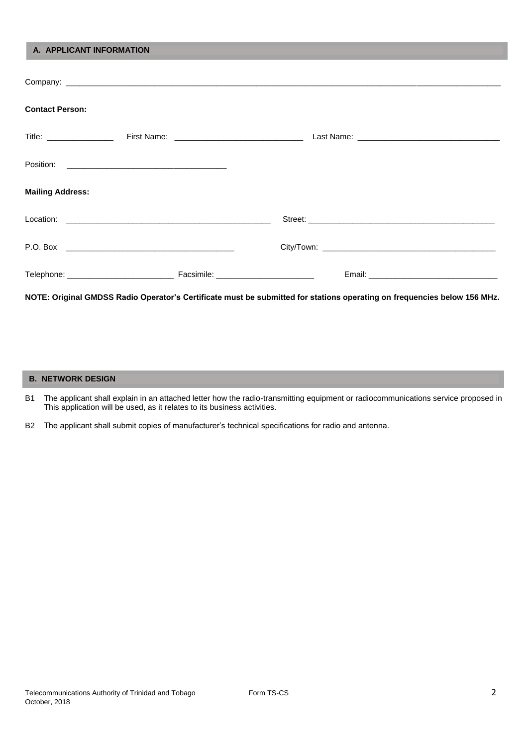## A. APPLICANT INFORMATION

Company: ___________________________________________________________________________________________

**Contact Person:**

Title: _______________ First Name: ____________________________ Last Name: _______________________________

Position: ___________________________________

**Mailing Address:**

Location: _____________________________________________ Street: __________________________________________

P.O. Box _____________________________________ City/Town: _______________________________________

Telephone: ________________________ Facsimile: ______________________ Email: _____________________________

**NOTE: Original GMDSS Radio Operator's Certificate must be submitted for stations operating on frequencies below 156 MHz.**

## B. NETWORK DESIGN

B1 The applicant shall explain in an attached letter how the radio-transmitting equipment or radiocommunications service proposed in This application will be used, as it relates to its business activities.

B2 The applicant shall submit copies of manufacturer's technical specifications for radio and antenna.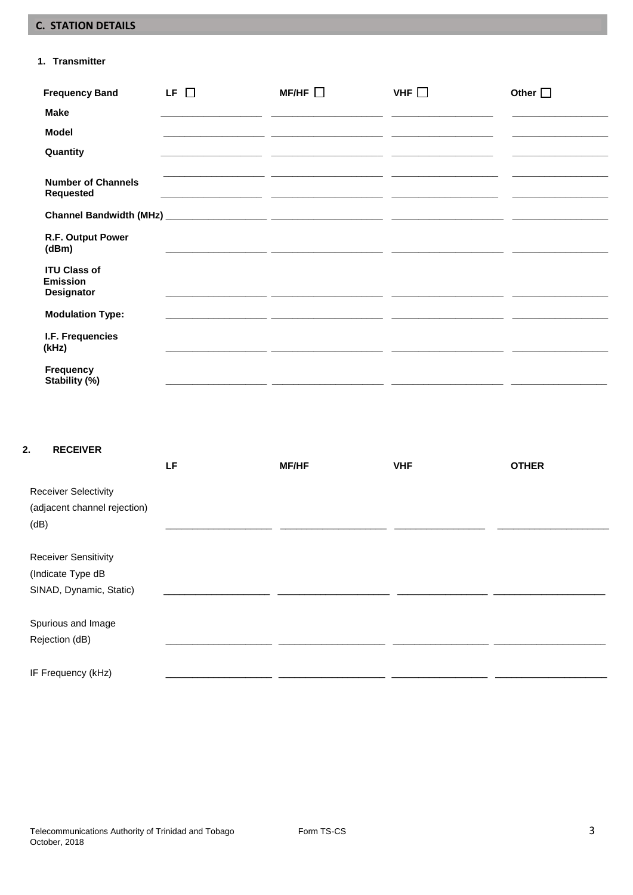## C. STATION DETAILS

### 1. Transmitter

| Frequency Band | LF ☐ | MF/HF ☐ | VHF ☐ | Other ☐ |
|---|---|---|---|---|
| Make | | | | |
| Model | | | | |
| Quantity | | | | |
| Number of Channels Requested | | | | |
| Channel Bandwidth (MHz) | | | | |
| R.F. Output Power (dBm) | | | | |
| ITU Class of Emission Designator | | | | |
| Modulation Type: | | | | |
| I.F. Frequencies (kHz) | | | | |
| Frequency Stability (%) | | | | |

### 2. RECEIVER

| | LF | MF/HF | VHF | OTHER |
|---|---|---|---|---|
| Receiver Selectivity (adjacent channel rejection) (dB) | | | | |
| Receiver Sensitivity (Indicate Type dB SINAD, Dynamic, Static) | | | | |
| Spurious and Image Rejection (dB) | | | | |
| IF Frequency (kHz) | | | | |

Telecommunications Authority of Trinidad and Tobago
October, 2018

Form TS-CS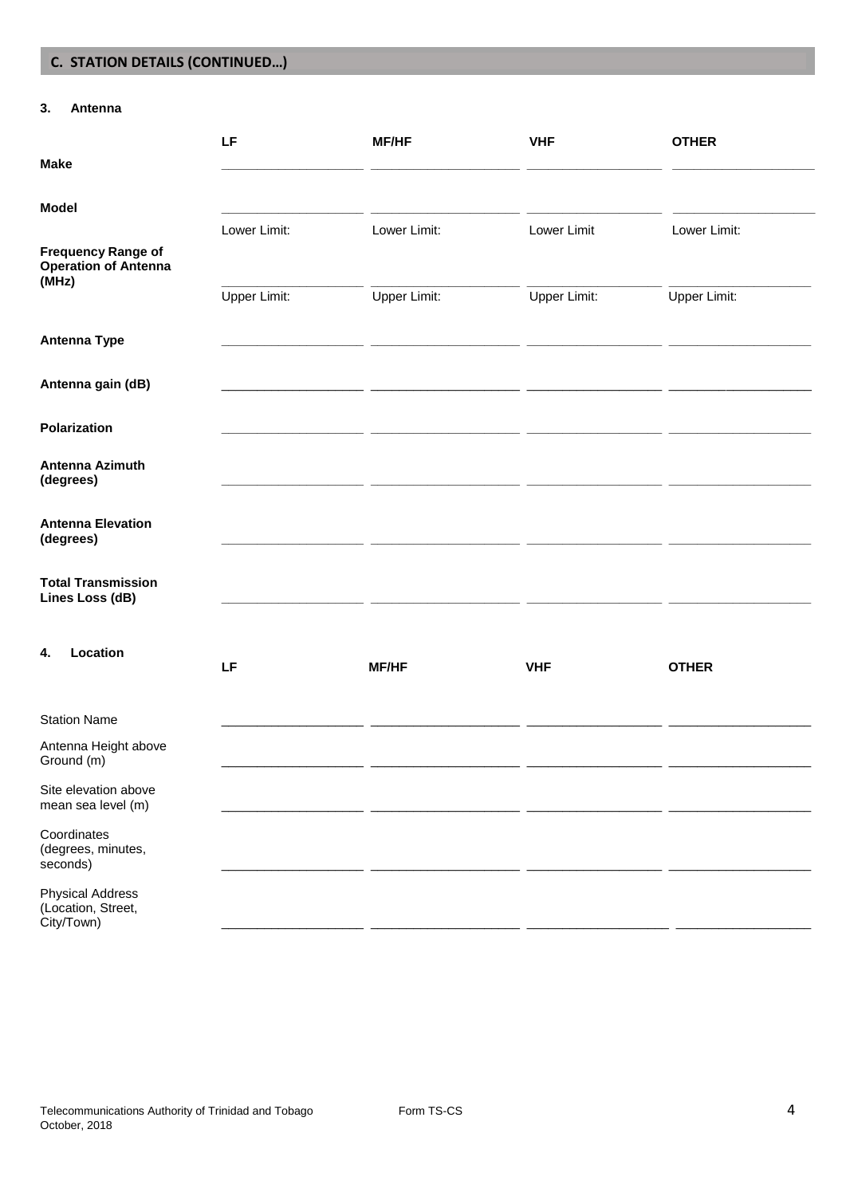## C. STATION DETAILS (CONTINUED…)

### 3. Antenna

| | LF | MF/HF | VHF | OTHER |
|---|---|---|---|---|
| **Make** | | | | |
| **Model** | | | | |
| **Frequency Range of Operation of Antenna (MHz)** | Lower Limit: | Lower Limit: | Lower Limit | Lower Limit: |
| | Upper Limit: | Upper Limit: | Upper Limit: | Upper Limit: |
| **Antenna Type** | | | | |
| **Antenna gain (dB)** | | | | |
| **Polarization** | | | | |
| **Antenna Azimuth (degrees)** | | | | |
| **Antenna Elevation (degrees)** | | | | |
| **Total Transmission Lines Loss (dB)** | | | | |

### 4. Location

| | LF | MF/HF | VHF | OTHER |
|---|---|---|---|---|
| Station Name | | | | |
| Antenna Height above Ground (m) | | | | |
| Site elevation above mean sea level (m) | | | | |
| Coordinates (degrees, minutes, seconds) | | | | |
| Physical Address (Location, Street, City/Town) | | | | |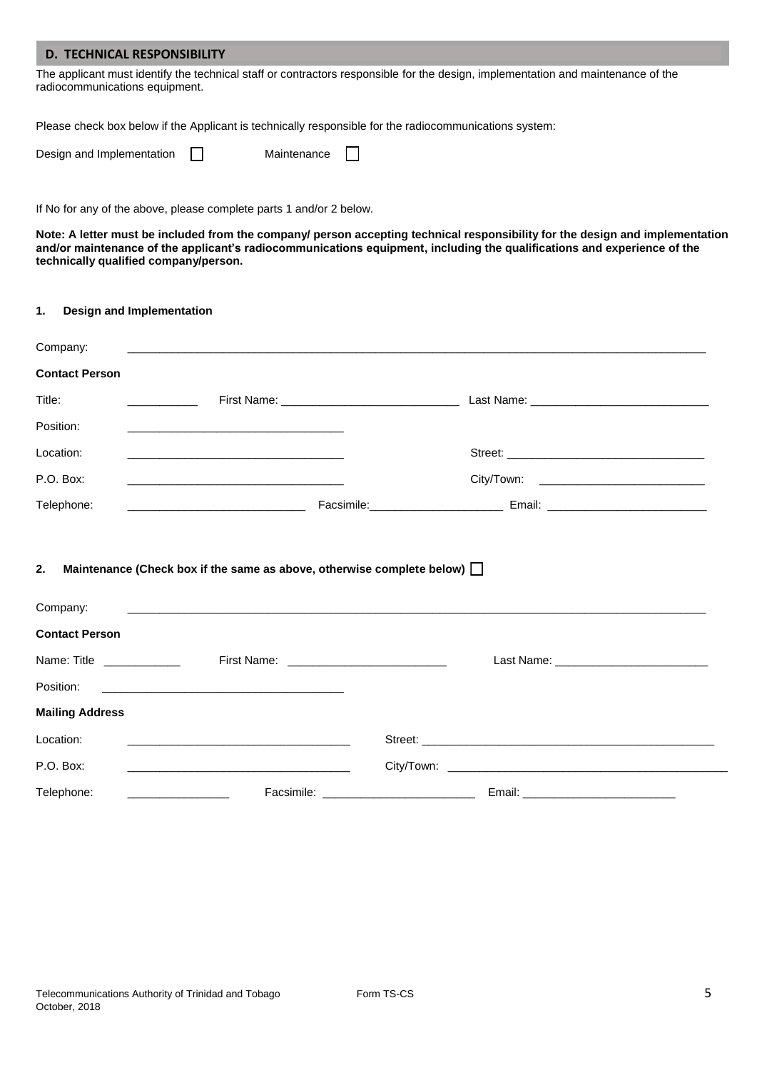## D. TECHNICAL RESPONSIBILITY

The applicant must identify the technical staff or contractors responsible for the design, implementation and maintenance of the radiocommunications equipment.

Please check box below if the Applicant is technically responsible for the radiocommunications system:

Design and Implementation ☐ Maintenance ☐

If No for any of the above, please complete parts 1 and/or 2 below.

**Note: A letter must be included from the company/ person accepting technical responsibility for the design and implementation and/or maintenance of the applicant's radiocommunications equipment, including the qualifications and experience of the technically qualified company/person.**

### 1. Design and Implementation

Company: ____________________________________________

**Contact Person**

Title: __________ First Name: ______________________ Last Name: ______________________

Position: ______________________________

Location: ______________________________ Street: ______________________________

P.O. Box: ______________________________ City/Town: ______________________________

Telephone: ______________________ Facsimile: ______________________ Email: ______________________

### 2. Maintenance (Check box if the same as above, otherwise complete below) ☐

Company: ____________________________________________

**Contact Person**

Name: Title __________ First Name: ______________________ Last Name: ______________________

Position: ______________________________

**Mailing Address**

Location: ______________________________ Street: ______________________________

P.O. Box: ______________________________ City/Town: ______________________________

Telephone: ______________ Facsimile: ______________________ Email: ______________________

Telecommunications Authority of Trinidad and Tobago Form TS-CS
October, 2018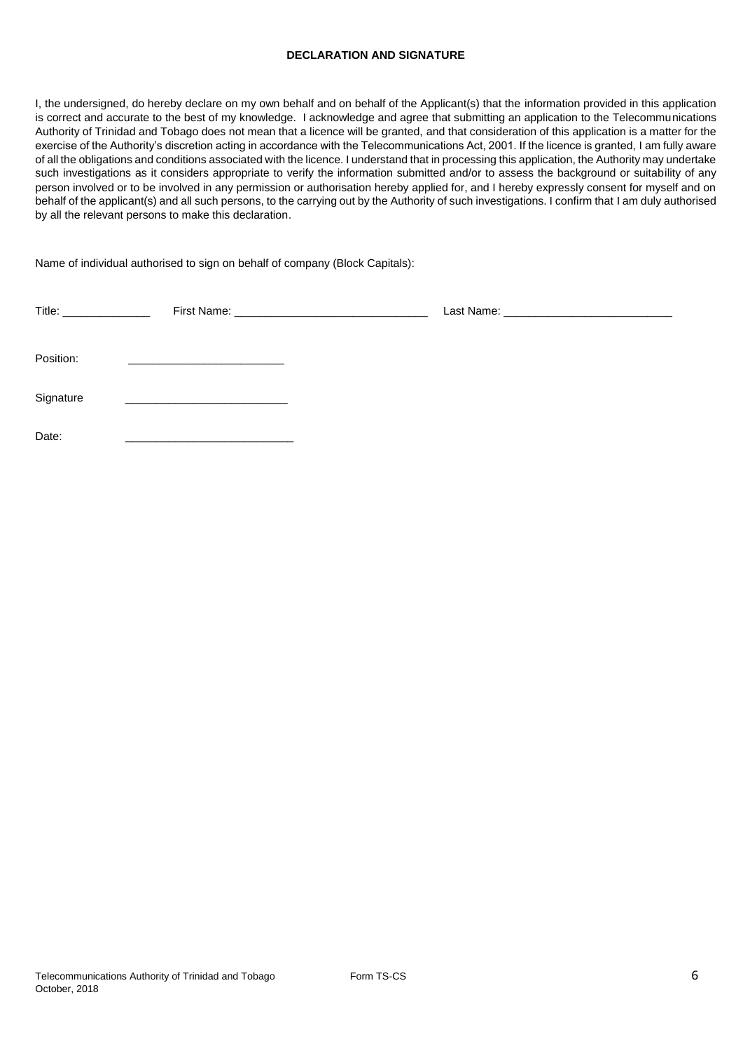**DECLARATION AND SIGNATURE**

I, the undersigned, do hereby declare on my own behalf and on behalf of the Applicant(s) that the information provided in this application is correct and accurate to the best of my knowledge. I acknowledge and agree that submitting an application to the Telecommunications Authority of Trinidad and Tobago does not mean that a licence will be granted, and that consideration of this application is a matter for the exercise of the Authority's discretion acting in accordance with the Telecommunications Act, 2001. If the licence is granted, I am fully aware of all the obligations and conditions associated with the licence. I understand that in processing this application, the Authority may undertake such investigations as it considers appropriate to verify the information submitted and/or to assess the background or suitability of any person involved or to be involved in any permission or authorisation hereby applied for, and I hereby expressly consent for myself and on behalf of the applicant(s) and all such persons, to the carrying out by the Authority of such investigations. I confirm that I am duly authorised by all the relevant persons to make this declaration.

Name of individual authorised to sign on behalf of company (Block Capitals):

Title: ______________ First Name: ______________________________ Last Name: __________________________

Position: ________________________

Signature ________________________

Date: __________________________

Telecommunications Authority of Trinidad and Tobago
October, 2018

Form TS-CS